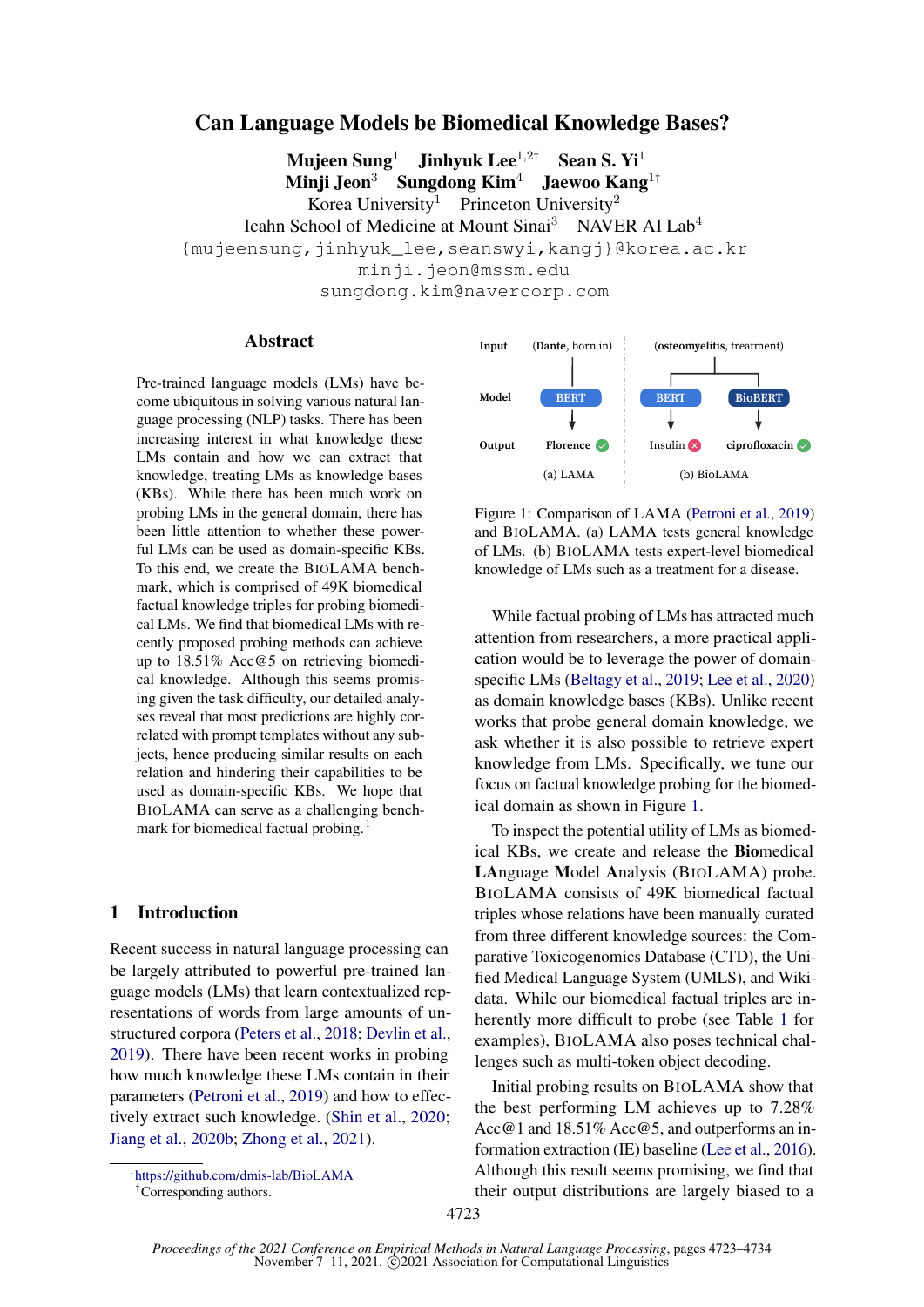# Can Language Models be Biomedical Knowledge Bases?

**Mujeen Sung**[1] **Jinhyuk Lee**[1,2†] **Sean S. Yi**[1]
**Minji Jeon**[3] **Sungdong Kim**[4] **Jaewoo Kang**[1†]

Korea University[1] Princeton University[2]
Icahn School of Medicine at Mount Sinai[3] NAVER AI Lab[4]

{mujeensung,jinhyuk_lee,seanswyi,kangj}@korea.ac.kr
minji.jeon@mssm.edu
sungdong.kim@navercorp.com

## Abstract

Pre-trained language models (LMs) have become ubiquitous in solving various natural language processing (NLP) tasks. There has been increasing interest in what knowledge these LMs contain and how we can extract that knowledge, treating LMs as knowledge bases (KBs). While there has been much work on probing LMs in the general domain, there has been little attention to whether these powerful LMs can be used as domain-specific KBs. To this end, we create the BioLAMA benchmark, which is comprised of 49K biomedical factual knowledge triples for probing biomedical LMs. We find that biomedical LMs with recently proposed methods can achieve up to 18.51% Acc@5 on retrieving biomedical knowledge. Although this seems promising given the task difficulty, our detailed analyses reveal that most predictions are highly correlated with prompt templates without any subjects, hence producing similar results on each relation and hindering their capabilities to be used as domain-specific KBs. We hope that BioLAMA can serve as a challenging benchmark for biomedical factual probing.[1]

## 1 Introduction

Recent success in natural language processing can be largely attributed to powerful pre-trained language models (LMs) that learn contextualized representations of words from large amounts of unstructured corpora (Peters et al., 2018; Devlin et al., 2019). There have been recent works in probing how much knowledge these LMs contain in their parameters (Petroni et al., 2019) and how to effectively extract such knowledge. (Shin et al., 2020; Jiang et al., 2020b; Zhong et al., 2021).

| | (a) LAMA | (b) BioLAMA | |
|---|---|---|---|
| Input | (Dante, born in) | (osteomyelitis, treatment) | |
| Model | BERT | BERT | BioBERT |
| Output | Florence ✓ | Insulin ✗ | ciprofloxacin ✓ |

Figure 1: Comparison of LAMA (Petroni et al., 2019) and BioLAMA. (a) LAMA tests general knowledge of LMs. (b) BioLAMA tests expert-level biomedical knowledge of LMs such as a treatment for a disease.

While factual probing of LMs has attracted much attention from researchers, a more practical application would be to leverage the power of domain-specific LMs (Beltagy et al., 2019; Lee et al., 2020) as domain knowledge bases (KBs). Unlike recent works that probe general domain knowledge, we ask whether it is also possible to retrieve expert knowledge from LMs. Specifically, we tune our focus on factual knowledge probing for the biomedical domain as shown in Figure 1.

To inspect the potential utility of LMs as biomedical KBs, we create and release the **Bio**medical **LA**nguage **M**odel **A**nalysis (BioLAMA) probe. BioLAMA consists of 49K biomedical factual triples whose relations have been manually curated from three different knowledge sources: the Comparative Toxicogenomics Database (CTD), the Unified Medical Language System (UMLS), and Wikidata. While our biomedical factual triples are inherently more difficult to probe (see Table 1 for examples), BioLAMA also poses technical challenges such as multi-token object decoding.

Initial probing results on BioLAMA show that the best performing LM achieves up to 7.28% Acc@1 and 18.51% Acc@5, and outperforms an information extraction (IE) baseline (Lee et al., 2016). Although this result seems promising, we find that their output distributions are largely biased to a

[1] https://github.com/dmis-lab/BioLAMA
† Corresponding authors.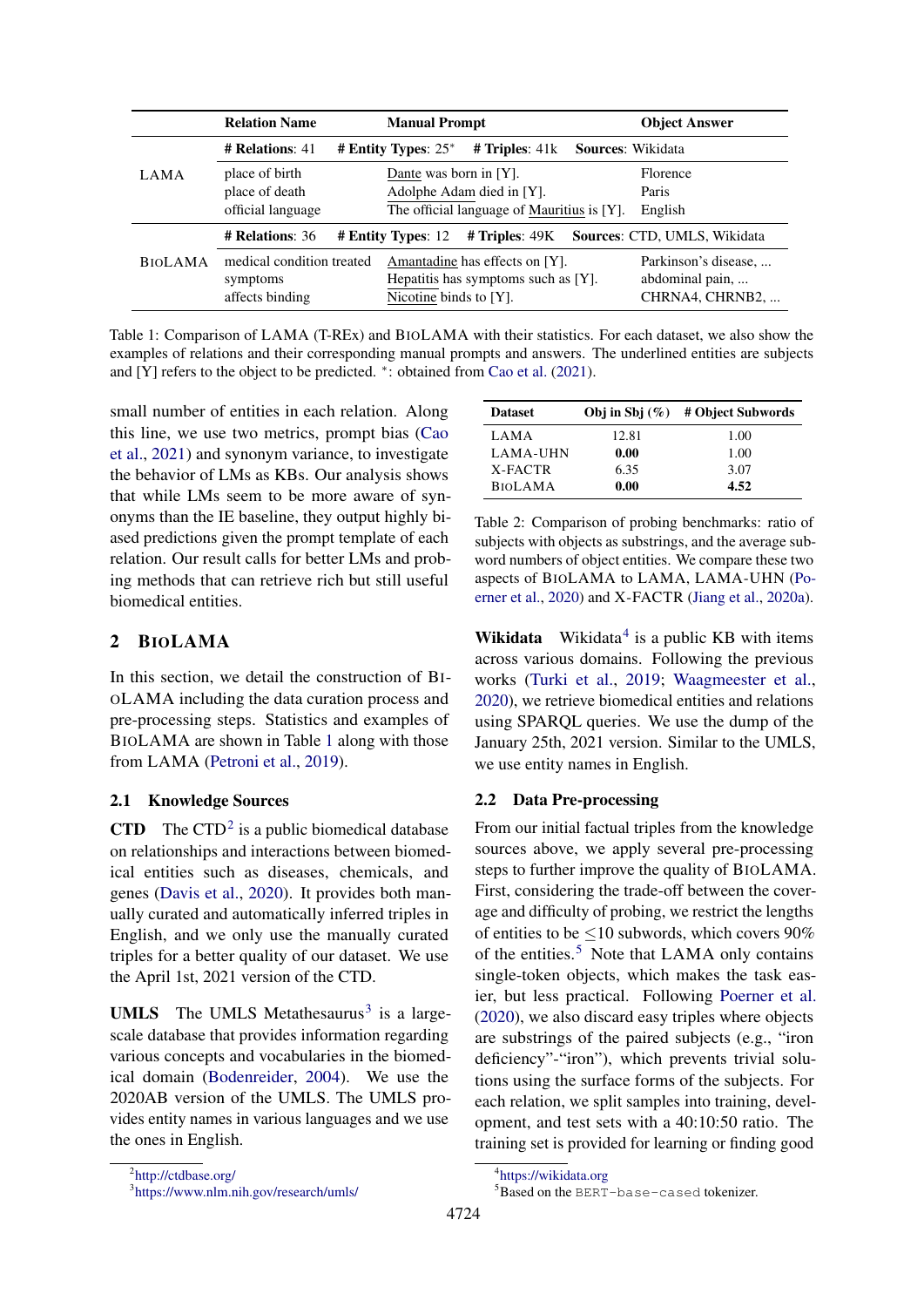| | Relation Name | Manual Prompt | Object Answer |
|---|---|---|---|
| | **# Relations**: 41 | **# Entity Types**: 25* **# Triples**: 41k | **Sources**: Wikidata |
| LAMA | place of birth | Dante was born in [Y]. | Florence |
| | place of death | Adolphe Adam died in [Y]. | Paris |
| | official language | The official language of Mauritius is [Y]. | English |
| | **# Relations**: 36 | **# Entity Types**: 12 **# Triples**: 49K | **Sources**: CTD, UMLS, Wikidata |
| BioLAMA | medical condition treated | Amantadine has effects on [Y]. | Parkinson's disease, ... |
| | symptoms | Hepatitis has symptoms such as [Y]. | abdominal pain, ... |
| | affects binding | Nicotine binds to [Y]. | CHRNA4, CHRNB2, ... |

Table 1: Comparison of LAMA (T-REx) and BioLAMA with their statistics. For each dataset, we also show the examples of relations and their corresponding manual prompts and answers. The underlined entities are subjects and [Y] refers to the object to be predicted. *: obtained from Cao et al. (2021).

small number of entities in each relation. Along this line, we use two metrics, prompt bias (Cao et al., 2021) and synonym variance, to investigate the behavior of LMs as KBs. Our analysis shows that while LMs seem to be more aware of synonyms than the IE baseline, they output highly biased predictions given the prompt template of each relation. Our result calls for better LMs and probing methods that can retrieve rich but still useful biomedical entities.

## 2 BioLAMA

In this section, we detail the construction of BioLAMA including the data curation process and pre-processing steps. Statistics and examples of BioLAMA are shown in Table 1 along with those from LAMA (Petroni et al., 2019).

### 2.1 Knowledge Sources

**CTD** The CTD[2] is a public biomedical database on relationships and interactions between biomedical entities such as diseases, chemicals, and genes (Davis et al., 2020). It provides both manually curated and automatically inferred triples in English, and we only use the manually curated triples for a better quality of our dataset. We use the April 1st, 2021 version of the CTD.

**UMLS** The UMLS Metathesaurus[3] is a large-scale database that provides information regarding various concepts and vocabularies in the biomedical domain (Bodenreider, 2004). We use the 2020AB version of the UMLS. The UMLS provides entity names in various languages and we use the ones in English.

| Dataset | Obj in Sbj (%) | # Object Subwords |
|---|---|---|
| LAMA | 12.81 | 1.00 |
| LAMA-UHN | **0.00** | 1.00 |
| X-FACTR | 6.35 | 3.07 |
| BioLAMA | **0.00** | **4.52** |

Table 2: Comparison of probing benchmarks: ratio of subjects with objects as substrings, and the average subword numbers of object entities. We compare these two aspects of BioLAMA to LAMA, LAMA-UHN (Poerner et al., 2020) and X-FACTR (Jiang et al., 2020a).

**Wikidata** Wikidata[4] is a public KB with items across various domains. Following the previous works (Turki et al., 2019; Waagmeester et al., 2020), we retrieve biomedical entities and relations using SPARQL queries. We use the dump of the January 25th, 2021 version. Similar to the UMLS, we use entity names in English.

### 2.2 Data Pre-processing

From our initial factual triples from the knowledge sources above, we apply several pre-processing steps to further improve the quality of BioLAMA. First, considering the trade-off between the coverage and difficulty of probing, we restrict the lengths of entities to be ≤10 subwords, which covers 90% of the entities.[5] Note that LAMA only contains single-token objects, which makes the task easier, but less practical. Following Poerner et al. (2020), we also discard easy triples where objects are substrings of the paired subjects (e.g., "iron deficiency"-"iron"), which prevents trivial solutions using the surface forms of the subjects. For each relation, we split samples into training, development, and test sets with a 40:10:50 ratio. The training set is provided for learning or finding good

[2] http://ctdbase.org/

[3] https://www.nlm.nih.gov/research/umls/

[4] https://wikidata.org

[5] Based on the `BERT-base-cased` tokenizer.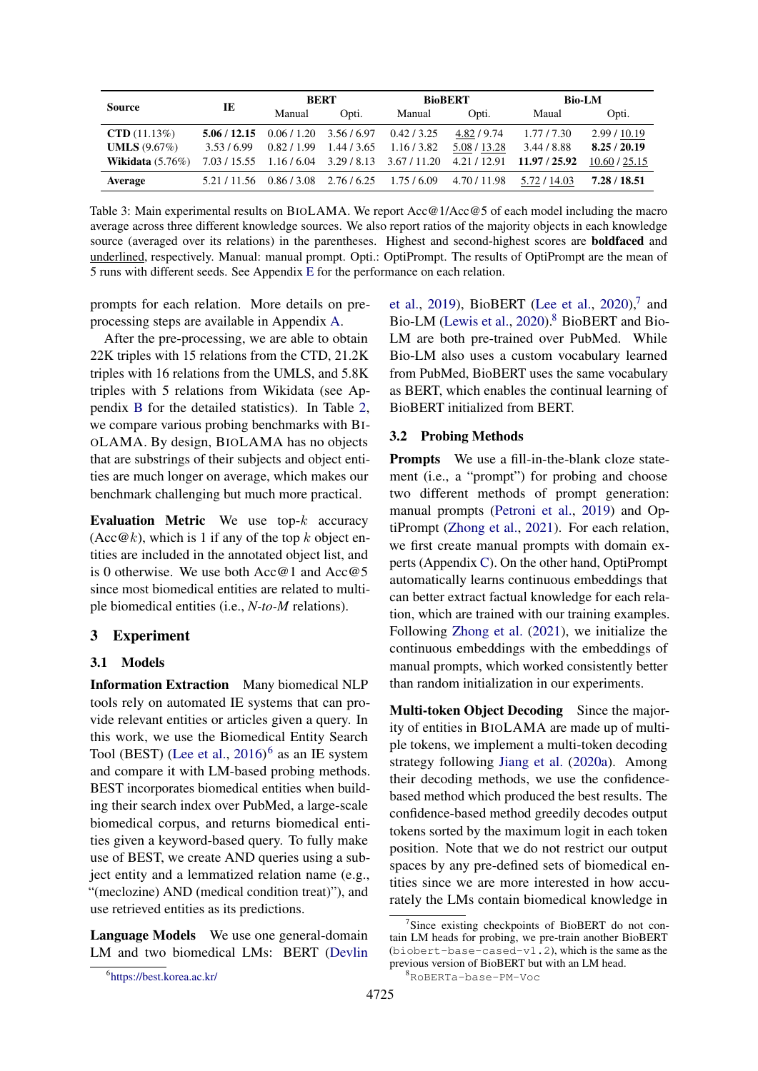| Source | IE | BERT | | BioBERT | | Bio-LM | |
|---|---|---|---|---|---|---|---|
| | | Manual | Opti. | Manual | Opti. | Maual | Opti. |
| **CTD** (11.13%) | **5.06 / 12.15** | 0.06 / 1.20 | 3.56 / 6.97 | 0.42 / 3.25 | <u>4.82</u> / 9.74 | 1.77 / 7.30 | 2.99 / <u>10.19</u> |
| **UMLS** (9.67%) | 3.53 / 6.99 | 0.82 / 1.99 | 1.44 / 3.65 | 1.16 / 3.82 | <u>5.08</u> / <u>13.28</u> | 3.44 / 8.88 | **8.25 / 20.19** |
| **Wikidata** (5.76%) | 7.03 / 15.55 | 1.16 / 6.04 | 3.29 / 8.13 | 3.67 / 11.20 | 4.21 / 12.91 | **11.97 / 25.92** | <u>10.60</u> / <u>25.15</u> |
| **Average** | 5.21 / 11.56 | 0.86 / 3.08 | 2.76 / 6.25 | 1.75 / 6.09 | 4.70 / 11.98 | <u>5.72</u> / <u>14.03</u> | **7.28 / 18.51** |

Table 3: Main experimental results on BIOLAMA. We report Acc@1/Acc@5 of each model including the macro average across three different knowledge sources. We also report ratios of the majority objects in each knowledge source (averaged over its relations) in the parentheses. Highest and second-highest scores are **boldfaced** and <u>underlined</u>, respectively. Manual: manual prompt. Opti.: OptiPrompt. The results of OptiPrompt are the mean of 5 runs with different seeds. See Appendix E for the performance on each relation.

prompts for each relation. More details on pre-processing steps are available in Appendix A.

After the pre-processing, we are able to obtain 22K triples with 15 relations from the CTD, 21.2K triples with 16 relations from the UMLS, and 5.8K triples with 5 relations from Wikidata (see Appendix B for the detailed statistics). In Table 2, we compare various probing benchmarks with BIOLAMA. By design, BIOLAMA has no objects that are substrings of their subjects and object entities are much longer on average, which makes our benchmark challenging but much more practical.

**Evaluation Metric** We use top-$k$ accuracy (Acc@$k$), which is 1 if any of the top $k$ object entities are included in the annotated object list, and is 0 otherwise. We use both Acc@1 and Acc@5 since most biomedical entities are related to multiple biomedical entities (i.e., *N-to-M* relations).

# 3 Experiment

## 3.1 Models

**Information Extraction** Many biomedical NLP tools rely on automated IE systems that can provide relevant entities or articles given a query. In this work, we use the Biomedical Entity Search Tool (BEST) (Lee et al., 2016)[6] as an IE system and compare it with LM-based probing methods. BEST incorporates biomedical entities when building their search index over PubMed, a large-scale biomedical corpus, and returns biomedical entities given a keyword-based query. To fully make use of BEST, we create AND queries using a subject entity and a lemmatized relation name (e.g., "(meclozine) AND (medical condition treat)"), and use retrieved entities as its predictions.

**Language Models** We use one general-domain LM and two biomedical LMs: BERT (Devlin et al., 2019), BioBERT (Lee et al., 2020),[7] and Bio-LM (Lewis et al., 2020).[8] BioBERT and Bio-LM are both pre-trained over PubMed. While Bio-LM also uses a custom vocabulary learned from PubMed, BioBERT uses the same vocabulary as BERT, which enables the continual learning of BioBERT initialized from BERT.

## 3.2 Probing Methods

**Prompts** We use a fill-in-the-blank cloze statement (i.e., a "prompt") for probing and choose two different methods of prompt generation: manual prompts (Petroni et al., 2019) and OptiPrompt (Zhong et al., 2021). For each relation, we first create manual prompts with domain experts (Appendix C). On the other hand, OptiPrompt automatically learns continuous embeddings that can better extract factual knowledge for each relation, which are trained with our training examples. Following Zhong et al. (2021), we initialize the continuous embeddings with the embeddings of manual prompts, which worked consistently better than random initialization in our experiments.

**Multi-token Object Decoding** Since the majority of entities in BIOLAMA are made up of multiple tokens, we implement a multi-token decoding strategy following Jiang et al. (2020a). Among their decoding methods, we use the confidence-based method which produced the best results. The confidence-based method greedily decodes output tokens sorted by the maximum logit in each token position. Note that we do not restrict our output spaces by any pre-defined sets of biomedical entities since we are more interested in how accurately the LMs contain biomedical knowledge in

[6] https://best.korea.ac.kr/

[7] Since existing checkpoints of BioBERT do not contain LM heads for probing, we pre-train another BioBERT (`biobert-base-cased-v1.2`), which is the same as the previous version of BioBERT but with an LM head.

[8] `RoBERTa-base-PM-Voc`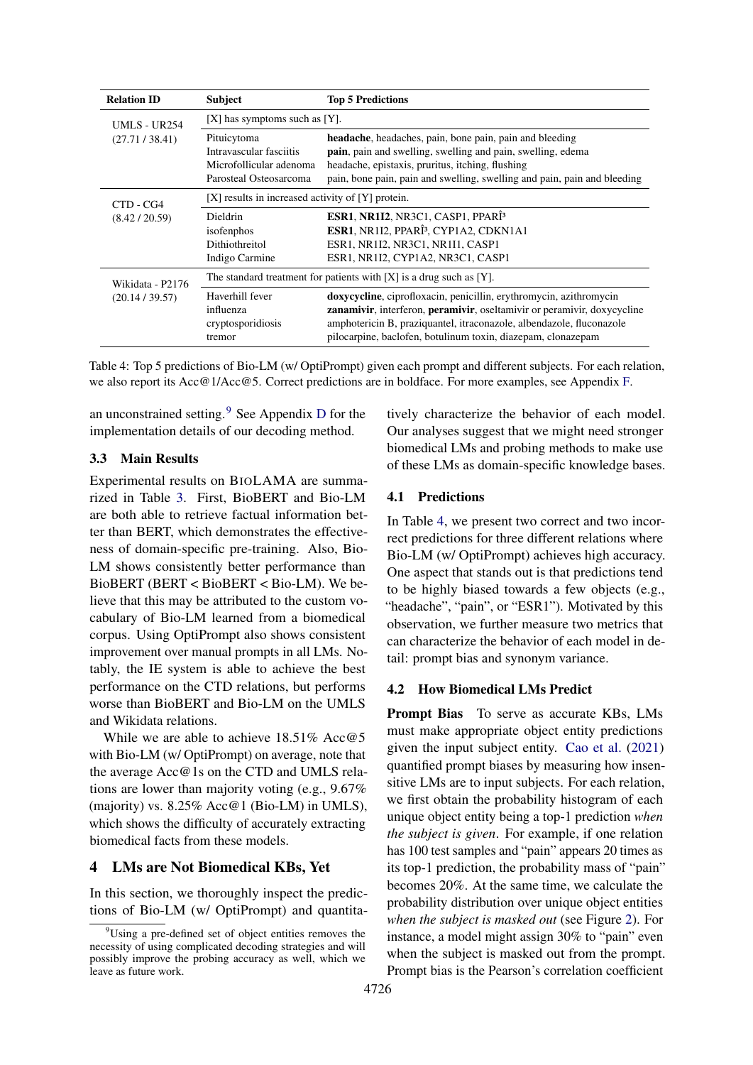| Relation ID | Subject | Top 5 Predictions |
|---|---|---|
| UMLS - UR254 | [X] has symptoms such as [Y]. | |
| (27.71 / 38.41) | Pituicytoma | **headache**, headaches, pain, bone pain, pain and bleeding |
| | Intravascular fasciitis | **pain**, pain and swelling, swelling and pain, swelling, edema |
| | Microfollicular adenoma | headache, epistaxis, pruritus, itching, flushing |
| | Parosteal Osteosarcoma | pain, bone pain, pain and swelling, swelling and pain, pain and bleeding |
| CTD - CG4 | [X] results in increased activity of [Y] protein. | |
| (8.42 / 20.59) | Dieldrin | **ESR1**, **NR1I2**, NR3C1, CASP1, PPARÎ³ |
| | isofenphos | **ESR1**, NR1I2, PPARÎ³, CYP1A2, CDKN1A1 |
| | Dithiothreitol | ESR1, NR1I2, NR3C1, NR1I1, CASP1 |
| | Indigo Carmine | ESR1, NR1I2, CYP1A2, NR3C1, CASP1 |
| Wikidata - P2176 | The standard treatment for patients with [X] is a drug such as [Y]. | |
| (20.14 / 39.57) | Haverhill fever | **doxycycline**, ciprofloxacin, penicillin, erythromycin, azithromycin |
| | influenza | **zanamivir**, interferon, **peramivir**, oseltamivir or peramivir, doxycycline |
| | cryptosporidiosis | amphotericin B, praziquantel, itraconazole, albendazole, fluconazole |
| | tremor | pilocarpine, baclofen, botulinum toxin, diazepam, clonazepam |

Table 4: Top 5 predictions of Bio-LM (w/ OptiPrompt) given each prompt and different subjects. For each relation, we also report its Acc@1/Acc@5. Correct predictions are in boldface. For more examples, see Appendix F.

an unconstrained setting.[9] See Appendix D for the implementation details of our decoding method.

### 3.3 Main Results

Experimental results on BioLAMA are summarized in Table 3. First, BioBERT and Bio-LM are both able to retrieve factual information better than BERT, which demonstrates the effectiveness of domain-specific pre-training. Also, Bio-LM shows consistently better performance than BioBERT (BERT < BioBERT < Bio-LM). We believe that this may be attributed to the custom vocabulary of Bio-LM learned from a biomedical corpus. Using OptiPrompt also shows consistent improvement over manual prompts in all LMs. Notably, the IE system is able to achieve the best performance on the CTD relations, but performs worse than BioBERT and Bio-LM on the UMLS and Wikidata relations.

While we are able to achieve 18.51% Acc@5 with Bio-LM (w/ OptiPrompt) on average, note that the average Acc@1s on the CTD and UMLS relations are lower than majority voting (e.g., 9.67% (majority) vs. 8.25% Acc@1 (Bio-LM) in UMLS), which shows the difficulty of accurately extracting biomedical facts from these models.

## 4 LMs are Not Biomedical KBs, Yet

In this section, we thoroughly inspect the predictions of Bio-LM (w/ OptiPrompt) and quantitatively characterize the behavior of each model. Our analyses suggest that we might need stronger biomedical LMs and probing methods to make use of these LMs as domain-specific knowledge bases.

### 4.1 Predictions

In Table 4, we present two correct and two incorrect predictions for three different relations where Bio-LM (w/ OptiPrompt) achieves high accuracy. One aspect that stands out is that predictions tend to be highly biased towards a few objects (e.g., "headache", "pain", or "ESR1"). Motivated by this observation, we further measure two metrics that can characterize the behavior of each model in detail: prompt bias and synonym variance.

### 4.2 How Biomedical LMs Predict

**Prompt Bias** To serve as accurate KBs, LMs must make appropriate object entity predictions given the input subject entity. Cao et al. (2021) quantified prompt biases by measuring how insensitive LMs are to input subjects. For each relation, we first obtain the probability histogram of each unique object entity being a top-1 prediction *when the subject is given*. For example, if one relation has 100 test samples and "pain" appears 20 times as its top-1 prediction, the probability mass of "pain" becomes 20%. At the same time, we calculate the probability distribution over unique object entities *when the subject is masked out* (see Figure 2). For instance, a model might assign 30% to "pain" even when the subject is masked out from the prompt. Prompt bias is the Pearson's correlation coefficient

[9] Using a pre-defined set of object entities removes the necessity of using complicated decoding strategies and will possibly improve the probing accuracy as well, which we leave as future work.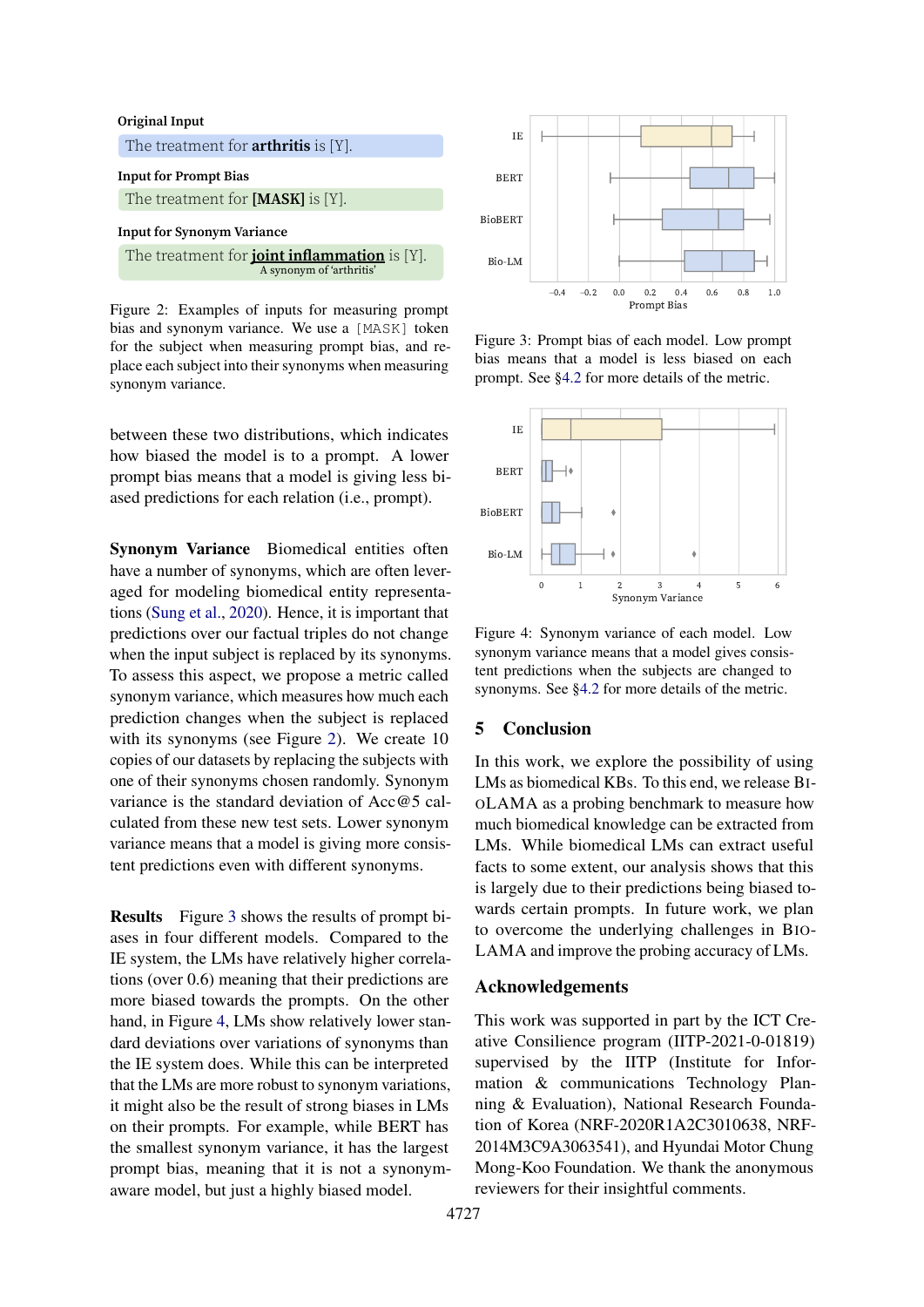**Original Input**

The treatment for **arthritis** is [Y].

**Input for Prompt Bias**

The treatment for **[MASK]** is [Y].

**Input for Synonym Variance**

The treatment for **joint inflammation** is [Y].
A synonym of 'arthritis'

Figure 2: Examples of inputs for measuring prompt bias and synonym variance. We use a `[MASK]` token for the subject when measuring prompt bias, and replace each subject into their synonyms when measuring synonym variance.

between these two distributions, which indicates how biased the model is to a prompt. A lower prompt bias means that a model is giving less biased predictions for each relation (i.e., prompt).

**Synonym Variance** Biomedical entities often have a number of synonyms, which are often leveraged for modeling biomedical entity representations (Sung et al., 2020). Hence, it is important that predictions over our factual triples do not change when the input subject is replaced by its synonyms. To assess this aspect, we propose a metric called synonym variance, which measures how much each prediction changes when the subject is replaced with its synonyms (see Figure 2). We create 10 copies of our datasets by replacing the subjects with one of their synonyms chosen randomly. Synonym variance is the standard deviation of Acc@5 calculated from these new test sets. Lower synonym variance means that a model is giving more consistent predictions even with different synonyms.

**Results** Figure 3 shows the results of prompt biases in four different models. Compared to the IE system, the LMs have relatively higher correlations (over 0.6) meaning that their predictions are more biased towards the prompts. On the other hand, in Figure 4, LMs show relatively lower standard deviations over variations of synonyms than the IE system does. While this can be interpreted that the LMs are more robust to synonym variations, it might also be the result of strong biases in LMs on their prompts. For example, while BERT has the smallest synonym variance, it has the largest prompt bias, meaning that it is not a synonym-aware model, but just a highly biased model.

Figure 3: Prompt bias of each model. Low prompt bias means that a model is less biased on each prompt. See §4.2 for more details of the metric.

Figure 4: Synonym variance of each model. Low synonym variance means that a model gives consistent predictions when the subjects are changed to synonyms. See §4.2 for more details of the metric.

## 5 Conclusion

In this work, we explore the possibility of using LMs as biomedical KBs. To this end, we release BioLAMA as a probing benchmark to measure how much biomedical knowledge can be extracted from LMs. While biomedical LMs can extract useful facts to some extent, our analysis shows that this is largely due to their predictions being biased towards certain prompts. In future work, we plan to overcome the underlying challenges in BioLAMA and improve the probing accuracy of LMs.

## Acknowledgements

This work was supported in part by the ICT Creative Consilience program (IITP-2021-0-01819) supervised by the IITP (Institute for Information & communications Technology Planning & Evaluation), National Research Foundation of Korea (NRF-2020R1A2C3010638, NRF-2014M3C9A3063541), and Hyundai Motor Chung Mong-Koo Foundation. We thank the anonymous reviewers for their insightful comments.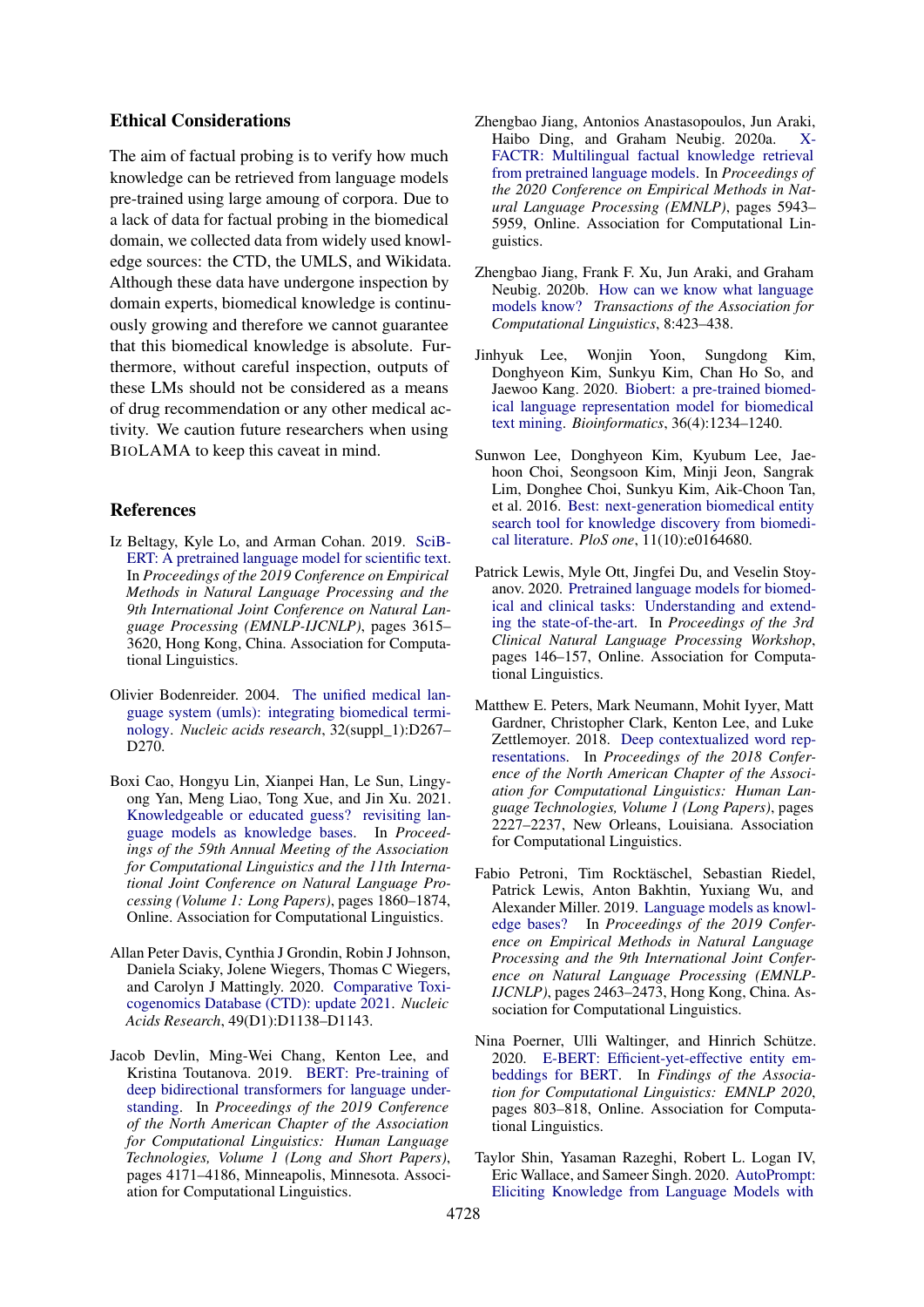## Ethical Considerations

The aim of factual probing is to verify how much knowledge can be retrieved from language models pre-trained using large amoung of corpora. Due to a lack of data for factual probing in the biomedical domain, we collected data from widely used knowledge sources: the CTD, the UMLS, and Wikidata. Although these data have undergone inspection by domain experts, biomedical knowledge is continuously growing and therefore we cannot guarantee that this biomedical knowledge is absolute. Furthermore, without careful inspection, outputs of these LMs should not be considered as a means of drug recommendation or any other medical activity. We caution future researchers when using BioLAMA to keep this caveat in mind.

## References

Iz Beltagy, Kyle Lo, and Arman Cohan. 2019. SciBERT: A pretrained language model for scientific text. In *Proceedings of the 2019 Conference on Empirical Methods in Natural Language Processing and the 9th International Joint Conference on Natural Language Processing (EMNLP-IJCNLP)*, pages 3615–3620, Hong Kong, China. Association for Computational Linguistics.

Olivier Bodenreider. 2004. The unified medical language system (umls): integrating biomedical terminology. *Nucleic acids research*, 32(suppl_1):D267–D270.

Boxi Cao, Hongyu Lin, Xianpei Han, Le Sun, Lingyong Yan, Meng Liao, Tong Xue, and Jin Xu. 2021. Knowledgeable or educated guess? revisiting language models as knowledge bases. In *Proceedings of the 59th Annual Meeting of the Association for Computational Linguistics and the 11th International Joint Conference on Natural Language Processing (Volume 1: Long Papers)*, pages 1860–1874, Online. Association for Computational Linguistics.

Allan Peter Davis, Cynthia J Grondin, Robin J Johnson, Daniela Sciaky, Jolene Wiegers, Thomas C Wiegers, and Carolyn J Mattingly. 2020. Comparative Toxicogenomics Database (CTD): update 2021. *Nucleic Acids Research*, 49(D1):D1138–D1143.

Jacob Devlin, Ming-Wei Chang, Kenton Lee, and Kristina Toutanova. 2019. BERT: Pre-training of deep bidirectional transformers for language understanding. In *Proceedings of the 2019 Conference of the North American Chapter of the Association for Computational Linguistics: Human Language Technologies, Volume 1 (Long and Short Papers)*, pages 4171–4186, Minneapolis, Minnesota. Association for Computational Linguistics.

Zhengbao Jiang, Antonios Anastasopoulos, Jun Araki, Haibo Ding, and Graham Neubig. 2020a. X-FACTR: Multilingual factual knowledge retrieval from pretrained language models. In *Proceedings of the 2020 Conference on Empirical Methods in Natural Language Processing (EMNLP)*, pages 5943–5959, Online. Association for Computational Linguistics.

Zhengbao Jiang, Frank F. Xu, Jun Araki, and Graham Neubig. 2020b. How can we know what language models know? *Transactions of the Association for Computational Linguistics*, 8:423–438.

Jinhyuk Lee, Wonjin Yoon, Sungdong Kim, Donghyeon Kim, Sunkyu Kim, Chan Ho So, and Jaewoo Kang. 2020. Biobert: a pre-trained biomedical language representation model for biomedical text mining. *Bioinformatics*, 36(4):1234–1240.

Sunwon Lee, Donghyeon Kim, Kyubum Lee, Jaehoon Choi, Seongsoon Kim, Minji Jeon, Sangrak Lim, Donghee Choi, Sunkyu Kim, Aik-Choon Tan, et al. 2016. Best: next-generation biomedical entity search tool for knowledge discovery from biomedical literature. *PloS one*, 11(10):e0164680.

Patrick Lewis, Myle Ott, Jingfei Du, and Veselin Stoyanov. 2020. Pretrained language models for biomedical and clinical tasks: Understanding and extending the state-of-the-art. In *Proceedings of the 3rd Clinical Natural Language Processing Workshop*, pages 146–157, Online. Association for Computational Linguistics.

Matthew E. Peters, Mark Neumann, Mohit Iyyer, Matt Gardner, Christopher Clark, Kenton Lee, and Luke Zettlemoyer. 2018. Deep contextualized word representations. In *Proceedings of the 2018 Conference of the North American Chapter of the Association for Computational Linguistics: Human Language Technologies, Volume 1 (Long Papers)*, pages 2227–2237, New Orleans, Louisiana. Association for Computational Linguistics.

Fabio Petroni, Tim Rocktäschel, Sebastian Riedel, Patrick Lewis, Anton Bakhtin, Yuxiang Wu, and Alexander Miller. 2019. Language models as knowledge bases? In *Proceedings of the 2019 Conference on Empirical Methods in Natural Language Processing and the 9th International Joint Conference on Natural Language Processing (EMNLP-IJCNLP)*, pages 2463–2473, Hong Kong, China. Association for Computational Linguistics.

Nina Poerner, Ulli Waltinger, and Hinrich Schütze. 2020. E-BERT: Efficient-yet-effective entity embeddings for BERT. In *Findings of the Association for Computational Linguistics: EMNLP 2020*, pages 803–818, Online. Association for Computational Linguistics.

Taylor Shin, Yasaman Razeghi, Robert L. Logan IV, Eric Wallace, and Sameer Singh. 2020. AutoPrompt: Eliciting Knowledge from Language Models with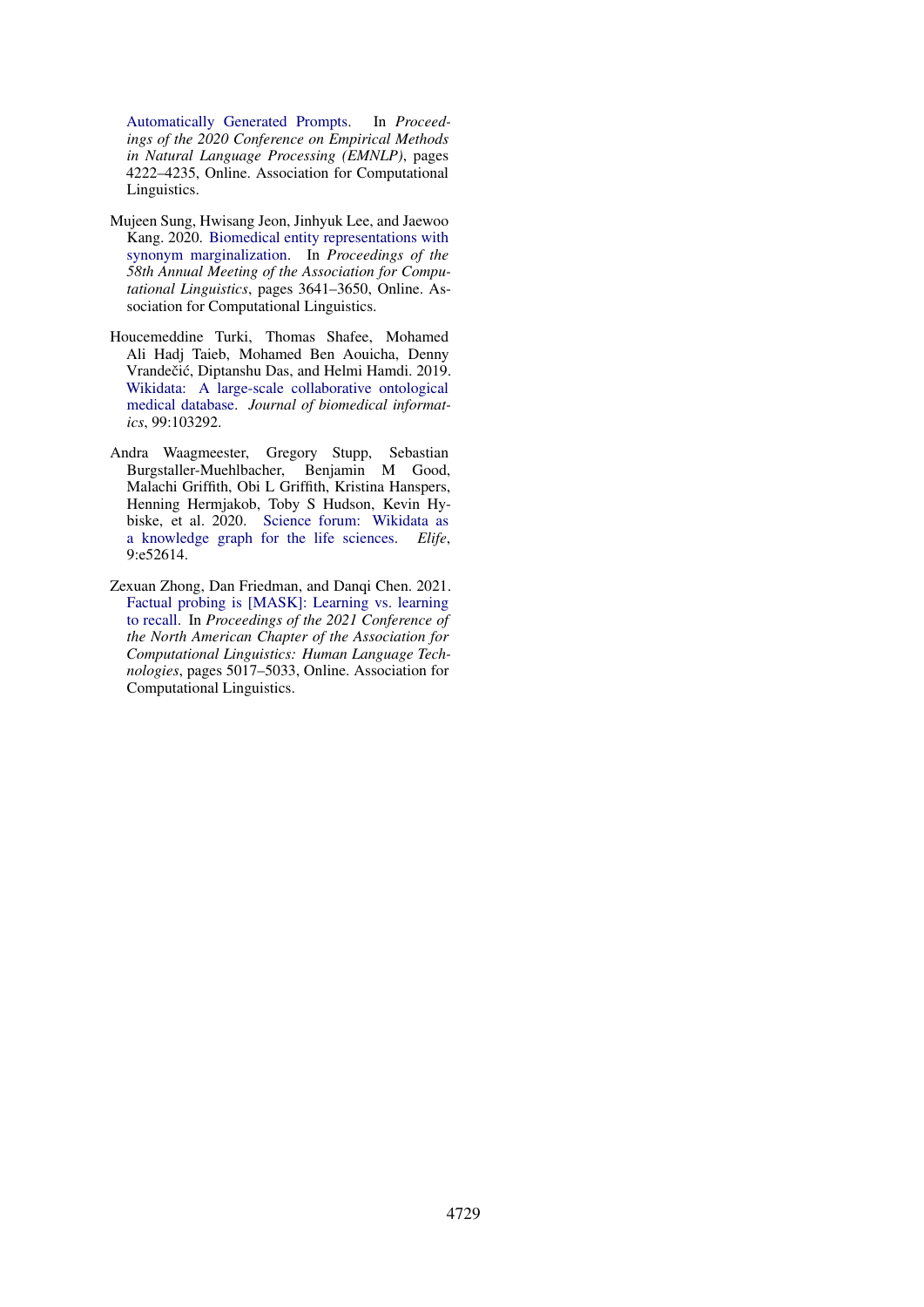Automatically Generated Prompts. In *Proceedings of the 2020 Conference on Empirical Methods in Natural Language Processing (EMNLP)*, pages 4222–4235, Online. Association for Computational Linguistics.

Mujeen Sung, Hwisang Jeon, Jinhyuk Lee, and Jaewoo Kang. 2020. Biomedical entity representations with synonym marginalization. In *Proceedings of the 58th Annual Meeting of the Association for Computational Linguistics*, pages 3641–3650, Online. Association for Computational Linguistics.

Houcemeddine Turki, Thomas Shafee, Mohamed Ali Hadj Taieb, Mohamed Ben Aouicha, Denny Vrandečić, Diptanshu Das, and Helmi Hamdi. 2019. Wikidata: A large-scale collaborative ontological medical database. *Journal of biomedical informatics*, 99:103292.

Andra Waagmeester, Gregory Stupp, Sebastian Burgstaller-Muehlbacher, Benjamin M Good, Malachi Griffith, Obi L Griffith, Kristina Hanspers, Henning Hermjakob, Toby S Hudson, Kevin Hybiske, et al. 2020. Science forum: Wikidata as a knowledge graph for the life sciences. *Elife*, 9:e52614.

Zexuan Zhong, Dan Friedman, and Danqi Chen. 2021. Factual probing is [MASK]: Learning vs. learning to recall. In *Proceedings of the 2021 Conference of the North American Chapter of the Association for Computational Linguistics: Human Language Technologies*, pages 5017–5033, Online. Association for Computational Linguistics.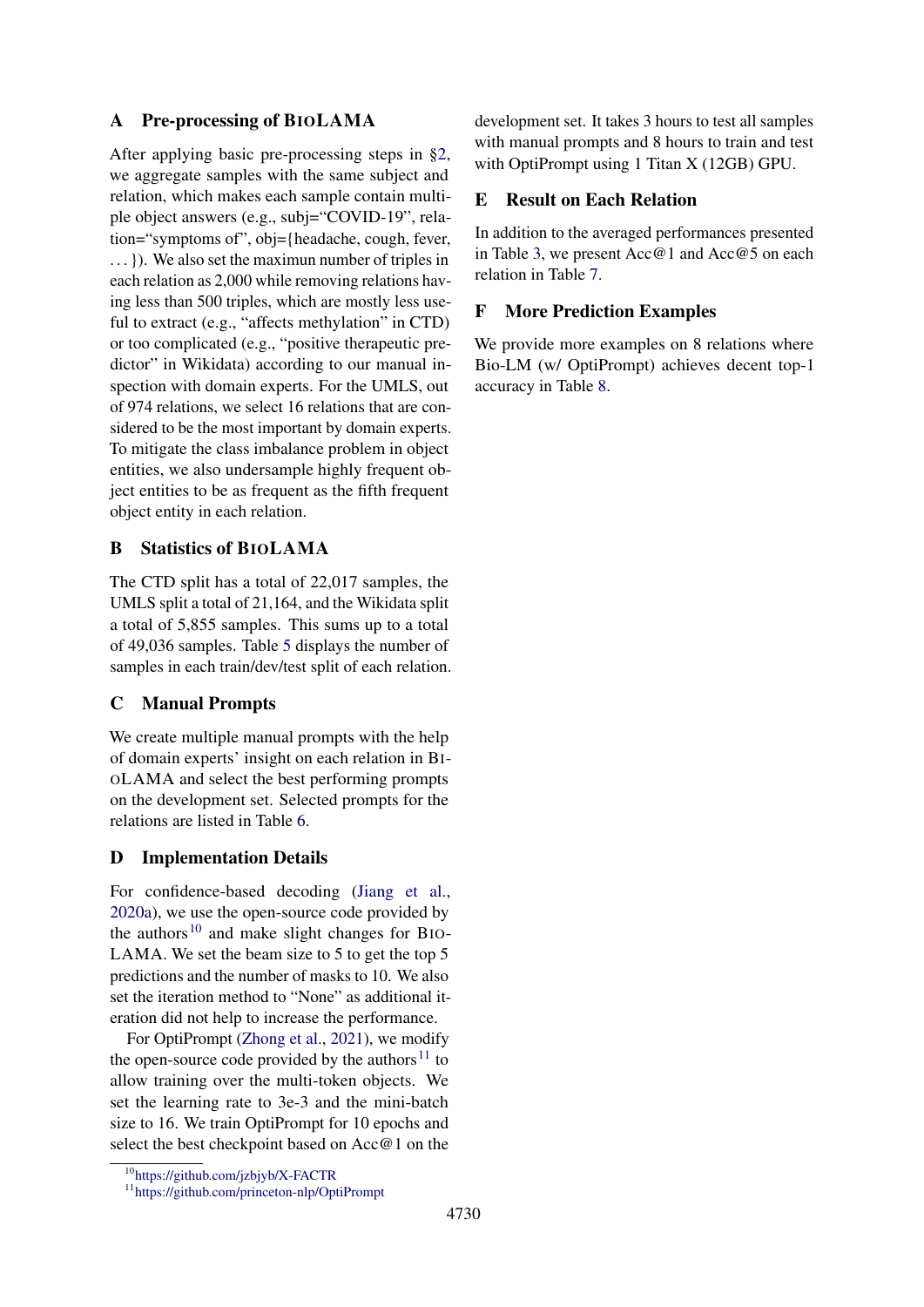## A Pre-processing of BioLAMA

After applying basic pre-processing steps in §2, we aggregate samples with the same subject and relation, which makes each sample contain multiple object answers (e.g., subj="COVID-19", relation="symptoms of", obj={headache, cough, fever, ...}). We also set the maximun number of triples in each relation as 2,000 while removing relations having less than 500 triples, which are mostly less useful to extract (e.g., "affects methylation" in CTD) or too complicated (e.g., "positive therapeutic predictor" in Wikidata) according to our manual inspection with domain experts. For the UMLS, out of 974 relations, we select 16 relations that are considered to be the most important by domain experts. To mitigate the class imbalance problem in object entities, we also undersample highly frequent object entities to be as frequent as the fifth frequent object entity in each relation.

## B Statistics of BioLAMA

The CTD split has a total of 22,017 samples, the UMLS split a total of 21,164, and the Wikidata split a total of 5,855 samples. This sums up to a total of 49,036 samples. Table 5 displays the number of samples in each train/dev/test split of each relation.

## C Manual Prompts

We create multiple manual prompts with the help of domain experts' insight on each relation in BioLAMA and select the best performing prompts on the development set. Selected prompts for the relations are listed in Table 6.

## D Implementation Details

For confidence-based decoding (Jiang et al., 2020a), we use the open-source code provided by the authors[10] and make slight changes for BioLAMA. We set the beam size to 5 to get the top 5 predictions and the number of masks to 10. We also set the iteration method to "None" as additional iteration did not help to increase the performance.

For OptiPrompt (Zhong et al., 2021), we modify the open-source code provided by the authors[11] to allow training over the multi-token objects. We set the learning rate to 3e-3 and the mini-batch size to 16. We train OptiPrompt for 10 epochs and select the best checkpoint based on Acc@1 on the development set. It takes 3 hours to test all samples with manual prompts and 8 hours to train and test with OptiPrompt using 1 Titan X (12GB) GPU.

## E Result on Each Relation

In addition to the averaged performances presented in Table 3, we present Acc@1 and Acc@5 on each relation in Table 7.

## F More Prediction Examples

We provide more examples on 8 relations where Bio-LM (w/ OptiPrompt) achieves decent top-1 accuracy in Table 8.

[10] https://github.com/jzbjyb/X-FACTR

[11] https://github.com/princeton-nlp/OptiPrompt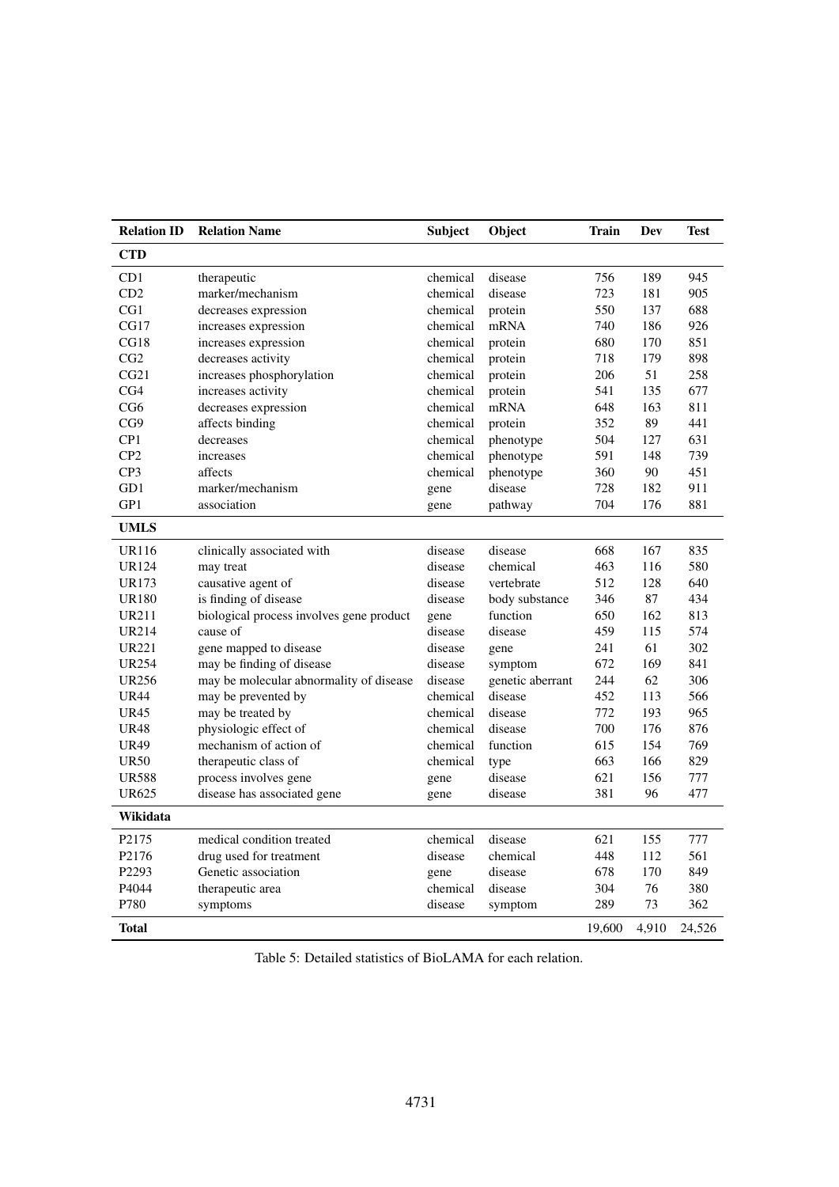| Relation ID | Relation Name | Subject | Object | Train | Dev | Test |
|---|---|---|---|---|---|---|
| **CTD** | | | | | | |
| CD1 | therapeutic | chemical | disease | 756 | 189 | 945 |
| CD2 | marker/mechanism | chemical | disease | 723 | 181 | 905 |
| CG1 | decreases expression | chemical | protein | 550 | 137 | 688 |
| CG17 | increases expression | chemical | mRNA | 740 | 186 | 926 |
| CG18 | increases expression | chemical | protein | 680 | 170 | 851 |
| CG2 | decreases activity | chemical | protein | 718 | 179 | 898 |
| CG21 | increases phosphorylation | chemical | protein | 206 | 51 | 258 |
| CG4 | increases activity | chemical | protein | 541 | 135 | 677 |
| CG6 | decreases expression | chemical | mRNA | 648 | 163 | 811 |
| CG9 | affects binding | chemical | protein | 352 | 89 | 441 |
| CP1 | decreases | chemical | phenotype | 504 | 127 | 631 |
| CP2 | increases | chemical | phenotype | 591 | 148 | 739 |
| CP3 | affects | chemical | phenotype | 360 | 90 | 451 |
| GD1 | marker/mechanism | gene | disease | 728 | 182 | 911 |
| GP1 | association | gene | pathway | 704 | 176 | 881 |
| **UMLS** | | | | | | |
| UR116 | clinically associated with | disease | disease | 668 | 167 | 835 |
| UR124 | may treat | disease | chemical | 463 | 116 | 580 |
| UR173 | causative agent of | disease | vertebrate | 512 | 128 | 640 |
| UR180 | is finding of disease | disease | body substance | 346 | 87 | 434 |
| UR211 | biological process involves gene product | gene | function | 650 | 162 | 813 |
| UR214 | cause of | disease | disease | 459 | 115 | 574 |
| UR221 | gene mapped to disease | disease | gene | 241 | 61 | 302 |
| UR254 | may be finding of disease | disease | symptom | 672 | 169 | 841 |
| UR256 | may be molecular abnormality of disease | disease | genetic aberrant | 244 | 62 | 306 |
| UR44 | may be prevented by | chemical | disease | 452 | 113 | 566 |
| UR45 | may be treated by | chemical | disease | 772 | 193 | 965 |
| UR48 | physiologic effect of | chemical | disease | 700 | 176 | 876 |
| UR49 | mechanism of action of | chemical | function | 615 | 154 | 769 |
| UR50 | therapeutic class of | chemical | type | 663 | 166 | 829 |
| UR588 | process involves gene | gene | disease | 621 | 156 | 777 |
| UR625 | disease has associated gene | gene | disease | 381 | 96 | 477 |
| **Wikidata** | | | | | | |
| P2175 | medical condition treated | chemical | disease | 621 | 155 | 777 |
| P2176 | drug used for treatment | disease | chemical | 448 | 112 | 561 |
| P2293 | Genetic association | gene | disease | 678 | 170 | 849 |
| P4044 | therapeutic area | chemical | disease | 304 | 76 | 380 |
| P780 | symptoms | disease | symptom | 289 | 73 | 362 |
| **Total** | | | | 19,600 | 4,910 | 24,526 |

Table 5: Detailed statistics of BioLAMA for each relation.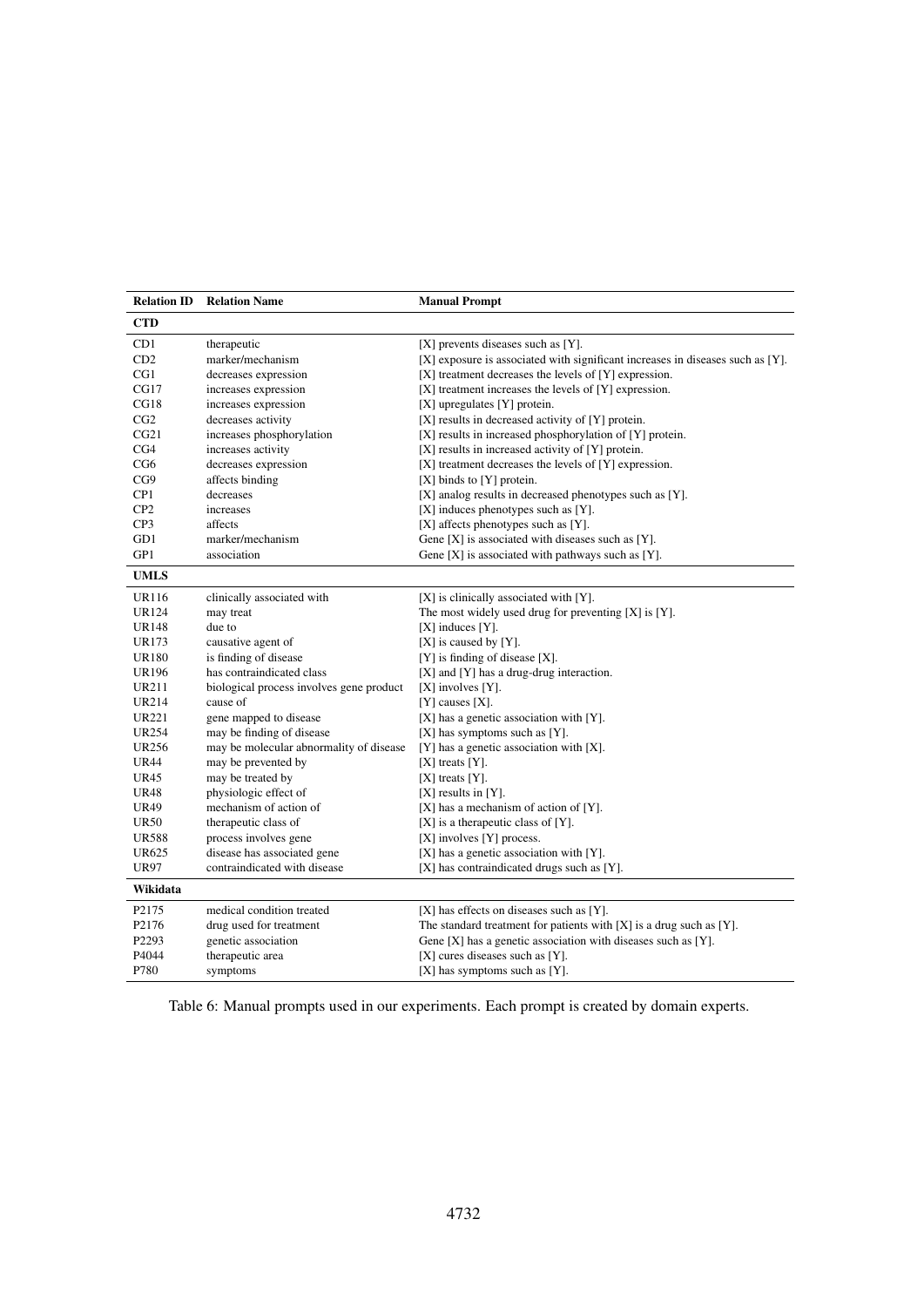| Relation ID | Relation Name | Manual Prompt |
|---|---|---|
| **CTD** | | |
| CD1 | therapeutic | [X] prevents diseases such as [Y]. |
| CD2 | marker/mechanism | [X] exposure is associated with significant increases in diseases such as [Y]. |
| CG1 | decreases expression | [X] treatment decreases the levels of [Y] expression. |
| CG17 | increases expression | [X] treatment increases the levels of [Y] expression. |
| CG18 | increases expression | [X] upregulates [Y] protein. |
| CG2 | decreases activity | [X] results in decreased activity of [Y] protein. |
| CG21 | increases phosphorylation | [X] results in increased phosphorylation of [Y] protein. |
| CG4 | increases activity | [X] results in increased activity of [Y] protein. |
| CG6 | decreases expression | [X] treatment decreases the levels of [Y] expression. |
| CG9 | affects binding | [X] binds to [Y] protein. |
| CP1 | decreases | [X] analog results in decreased phenotypes such as [Y]. |
| CP2 | increases | [X] induces phenotypes such as [Y]. |
| CP3 | affects | [X] affects phenotypes such as [Y]. |
| GD1 | marker/mechanism | Gene [X] is associated with diseases such as [Y]. |
| GP1 | association | Gene [X] is associated with pathways such as [Y]. |
| **UMLS** | | |
| UR116 | clinically associated with | [X] is clinically associated with [Y]. |
| UR124 | may treat | The most widely used drug for preventing [X] is [Y]. |
| UR148 | due to | [X] induces [Y]. |
| UR173 | causative agent of | [X] is caused by [Y]. |
| UR180 | is finding of disease | [Y] is finding of disease [X]. |
| UR196 | has contraindicated class | [X] and [Y] has a drug-drug interaction. |
| UR211 | biological process involves gene product | [X] involves [Y]. |
| UR214 | cause of | [Y] causes [X]. |
| UR221 | gene mapped to disease | [X] has a genetic association with [Y]. |
| UR254 | may be finding of disease | [X] has symptoms such as [Y]. |
| UR256 | may be molecular abnormality of disease | [Y] has a genetic association with [X]. |
| UR44 | may be prevented by | [X] treats [Y]. |
| UR45 | may be treated by | [X] treats [Y]. |
| UR48 | physiologic effect of | [X] results in [Y]. |
| UR49 | mechanism of action of | [X] has a mechanism of action of [Y]. |
| UR50 | therapeutic class of | [X] is a therapeutic class of [Y]. |
| UR588 | process involves gene | [X] involves [Y] process. |
| UR625 | disease has associated gene | [X] has a genetic association with [Y]. |
| UR97 | contraindicated with disease | [X] has contraindicated drugs such as [Y]. |
| **Wikidata** | | |
| P2175 | medical condition treated | [X] has effects on diseases such as [Y]. |
| P2176 | drug used for treatment | The standard treatment for patients with [X] is a drug such as [Y]. |
| P2293 | genetic association | Gene [X] has a genetic association with diseases such as [Y]. |
| P4044 | therapeutic area | [X] cures diseases such as [Y]. |
| P780 | symptoms | [X] has symptoms such as [Y]. |

Table 6: Manual prompts used in our experiments. Each prompt is created by domain experts.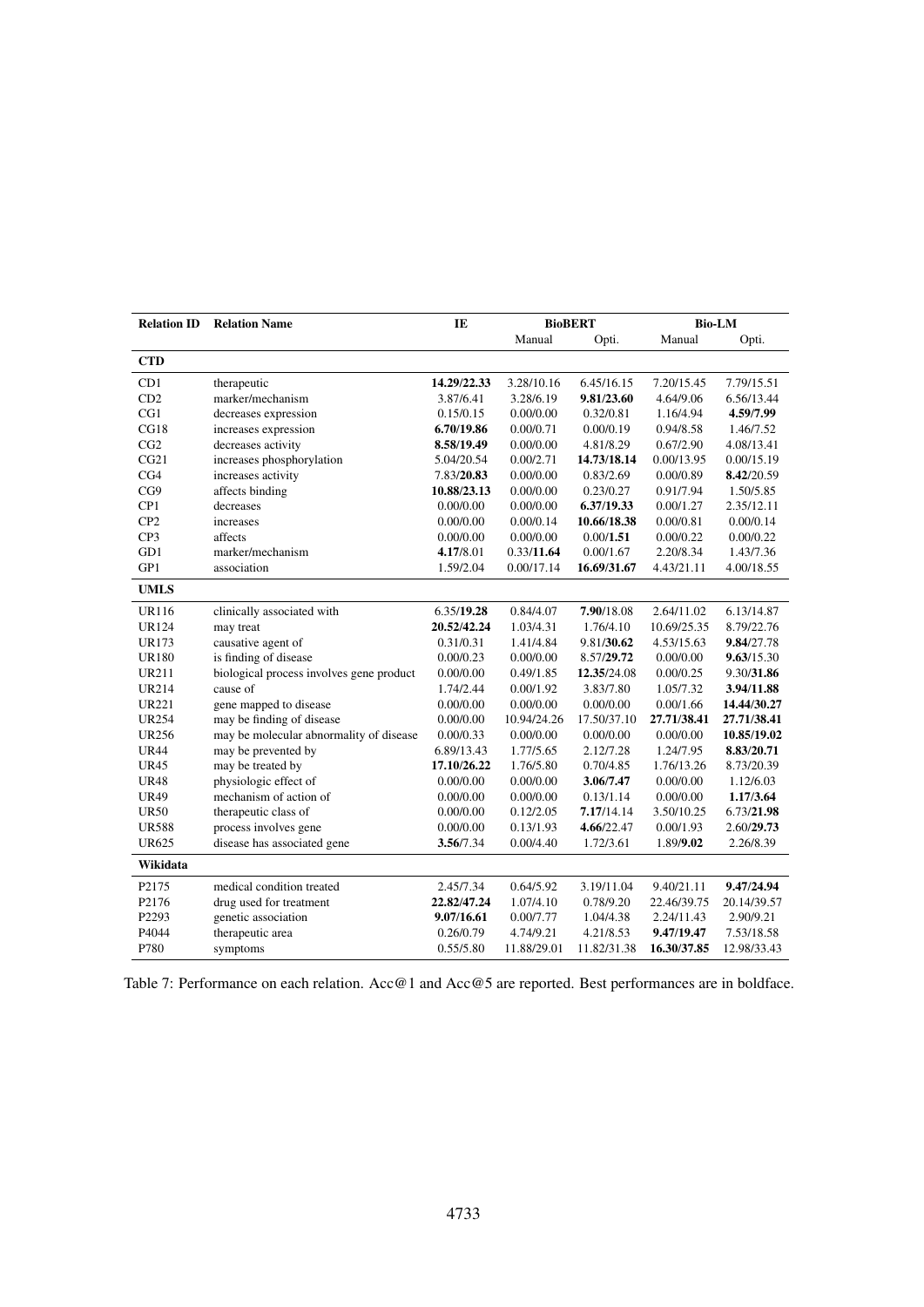| Relation ID | Relation Name | IE | BioBERT | | Bio-LM | |
|---|---|---|---|---|---|---|
| | | | Manual | Opti. | Manual | Opti. |
| **CTD** | | | | | | |
| CD1 | therapeutic | **14.29/22.33** | 3.28/10.16 | 6.45/16.15 | 7.20/15.45 | 7.79/15.51 |
| CD2 | marker/mechanism | 3.87/6.41 | 3.28/6.19 | **9.81/23.60** | 4.64/9.06 | 6.56/13.44 |
| CG1 | decreases expression | 0.15/0.15 | 0.00/0.00 | 0.32/0.81 | 1.16/4.94 | **4.59/7.99** |
| CG18 | increases expression | **6.70/19.86** | 0.00/0.71 | 0.00/0.19 | 0.94/8.58 | 1.46/7.52 |
| CG2 | decreases activity | **8.58/19.49** | 0.00/0.00 | 4.81/8.29 | 0.67/2.90 | 4.08/13.41 |
| CG21 | increases phosphorylation | 5.04/20.54 | 0.00/2.71 | **14.73/18.14** | 0.00/13.95 | 0.00/15.19 |
| CG4 | increases activity | 7.83/**20.83** | 0.00/0.00 | 0.83/2.69 | 0.00/0.89 | **8.42**/20.59 |
| CG9 | affects binding | **10.88/23.13** | 0.00/0.00 | 0.23/0.27 | 0.91/7.94 | 1.50/5.85 |
| CP1 | decreases | 0.00/0.00 | 0.00/0.00 | **6.37/19.33** | 0.00/1.27 | 2.35/12.11 |
| CP2 | increases | 0.00/0.00 | 0.00/0.14 | **10.66/18.38** | 0.00/0.81 | 0.00/0.14 |
| CP3 | affects | 0.00/0.00 | 0.00/0.00 | 0.00/**1.51** | 0.00/0.22 | 0.00/0.22 |
| GD1 | marker/mechanism | **4.17**/8.01 | 0.33/**11.64** | 0.00/1.67 | 2.20/8.34 | 1.43/7.36 |
| GP1 | association | 1.59/2.04 | 0.00/17.14 | **16.69/31.67** | 4.43/21.11 | 4.00/18.55 |
| **UMLS** | | | | | | |
| UR116 | clinically associated with | 6.35/**19.28** | 0.84/4.07 | **7.90**/18.08 | 2.64/11.02 | 6.13/14.87 |
| UR124 | may treat | **20.52/42.24** | 1.03/4.31 | 1.76/4.10 | 10.69/25.35 | 8.79/22.76 |
| UR173 | causative agent of | 0.31/0.31 | 1.41/4.84 | 9.81/**30.62** | 4.53/15.63 | **9.84**/27.78 |
| UR180 | is finding of disease | 0.00/0.23 | 0.00/0.00 | 8.57/**29.72** | 0.00/0.00 | **9.63**/15.30 |
| UR211 | biological process involves gene product | 0.00/0.00 | 0.49/1.85 | **12.35**/24.08 | 0.00/0.25 | 9.30/**31.86** |
| UR214 | cause of | 1.74/2.44 | 0.00/1.92 | 3.83/7.80 | 1.05/7.32 | **3.94/11.88** |
| UR221 | gene mapped to disease | 0.00/0.00 | 0.00/0.00 | 0.00/0.00 | 0.00/1.66 | **14.44/30.27** |
| UR254 | may be finding of disease | 0.00/0.00 | 10.94/24.26 | 17.50/37.10 | **27.71/38.41** | **27.71/38.41** |
| UR256 | may be molecular abnormality of disease | 0.00/0.33 | 0.00/0.00 | 0.00/0.00 | 0.00/0.00 | **10.85/19.02** |
| UR44 | may be prevented by | 6.89/13.43 | 1.77/5.65 | 2.12/7.28 | 1.24/7.95 | **8.83/20.71** |
| UR45 | may be treated by | **17.10/26.22** | 1.76/5.80 | 0.70/4.85 | 1.76/13.26 | 8.73/20.39 |
| UR48 | physiologic effect of | 0.00/0.00 | 0.00/0.00 | **3.06/7.47** | 0.00/0.00 | 1.12/6.03 |
| UR49 | mechanism of action of | 0.00/0.00 | 0.00/0.00 | 0.13/1.14 | 0.00/0.00 | **1.17/3.64** |
| UR50 | therapeutic class of | 0.00/0.00 | 0.12/2.05 | **7.17**/14.14 | 3.50/10.25 | 6.73/**21.98** |
| UR588 | process involves gene | 0.00/0.00 | 0.13/1.93 | **4.66**/22.47 | 0.00/1.93 | 2.60/**29.73** |
| UR625 | disease has associated gene | **3.56**/7.34 | 0.00/4.40 | 1.72/3.61 | 1.89/**9.02** | 2.26/8.39 |
| **Wikidata** | | | | | | |
| P2175 | medical condition treated | 2.45/7.34 | 0.64/5.92 | 3.19/11.04 | 9.40/21.11 | **9.47/24.94** |
| P2176 | drug used for treatment | **22.82/47.24** | 1.07/4.10 | 0.78/9.20 | 22.46/39.75 | 20.14/39.57 |
| P2293 | genetic association | **9.07/16.61** | 0.00/7.77 | 1.04/4.38 | 2.24/11.43 | 2.90/9.21 |
| P4044 | therapeutic area | 0.26/0.79 | 4.74/9.21 | 4.21/8.53 | **9.47/19.47** | 7.53/18.58 |
| P780 | symptoms | 0.55/5.80 | 11.88/29.01 | 11.82/31.38 | **16.30/37.85** | 12.98/33.43 |

Table 7: Performance on each relation. Acc@1 and Acc@5 are reported. Best performances are in boldface.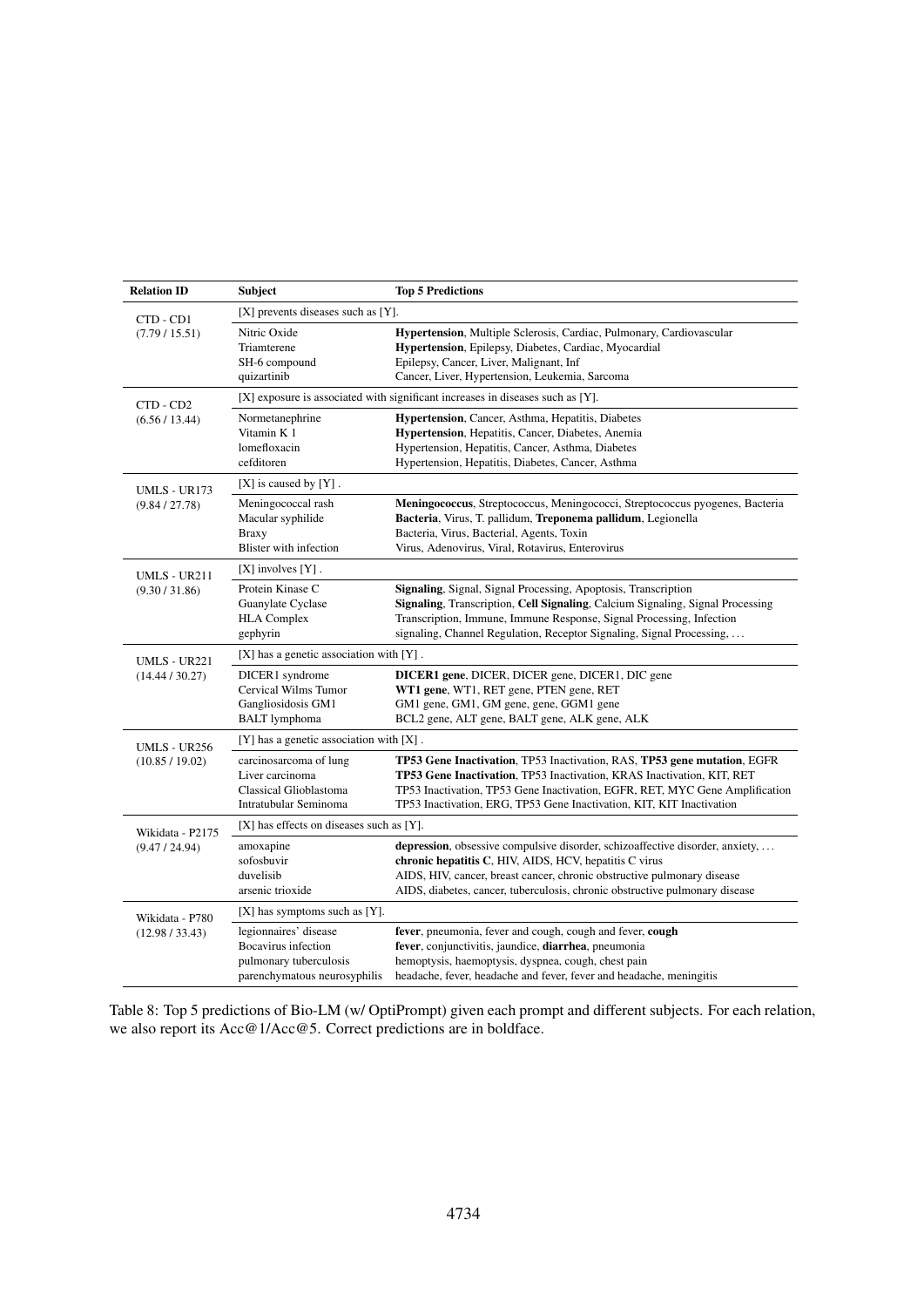| Relation ID | Subject | Top 5 Predictions |
| --- | --- | --- |
| CTD - CD1 (7.79 / 15.51) | [X] prevents diseases such as [Y]. | |
| | Nitric Oxide | **Hypertension**, Multiple Sclerosis, Cardiac, Pulmonary, Cardiovascular |
| | Triamterene | **Hypertension**, Epilepsy, Diabetes, Cardiac, Myocardial |
| | SH-6 compound | Epilepsy, Cancer, Liver, Malignant, Inf |
| | quizartinib | Cancer, Liver, Hypertension, Leukemia, Sarcoma |
| CTD - CD2 (6.56 / 13.44) | [X] exposure is associated with significant increases in diseases such as [Y]. | |
| | Normetanephrine | **Hypertension**, Cancer, Asthma, Hepatitis, Diabetes |
| | Vitamin K 1 | **Hypertension**, Hepatitis, Cancer, Diabetes, Anemia |
| | lomefloxacin | Hypertension, Hepatitis, Cancer, Asthma, Diabetes |
| | cefditoren | Hypertension, Hepatitis, Diabetes, Cancer, Asthma |
| UMLS - UR173 (9.84 / 27.78) | [X] is caused by [Y] . | |
| | Meningococcal rash | **Meningococcus**, Streptococcus, Meningococci, Streptococcus pyogenes, Bacteria |
| | Macular syphilide | **Bacteria**, Virus, T. pallidum, **Treponema pallidum**, Legionella |
| | Braxy | Bacteria, Virus, Bacterial, Agents, Toxin |
| | Blister with infection | Virus, Adenovirus, Viral, Rotavirus, Enterovirus |
| UMLS - UR211 (9.30 / 31.86) | [X] involves [Y] . | |
| | Protein Kinase C | **Signaling**, Signal, Signal Processing, Apoptosis, Transcription |
| | Guanylate Cyclase | **Signaling**, Transcription, **Cell Signaling**, Calcium Signaling, Signal Processing |
| | HLA Complex | Transcription, Immune, Immune Response, Signal Processing, Infection |
| | gephyrin | signaling, Channel Regulation, Receptor Signaling, Signal Processing, ... |
| UMLS - UR221 (14.44 / 30.27) | [X] has a genetic association with [Y] . | |
| | DICER1 syndrome | **DICER1 gene**, DICER, DICER gene, DICER1, DIC gene |
| | Cervical Wilms Tumor | **WT1 gene**, WT1, RET gene, PTEN gene, RET |
| | Gangliosidosis GM1 | GM1 gene, GM1, GM gene, gene, GGM1 gene |
| | BALT lymphoma | BCL2 gene, ALT gene, BALT gene, ALK gene, ALK |
| UMLS - UR256 (10.85 / 19.02) | [Y] has a genetic association with [X] . | |
| | carcinosarcoma of lung | **TP53 Gene Inactivation**, TP53 Inactivation, RAS, **TP53 gene mutation**, EGFR |
| | Liver carcinoma | **TP53 Gene Inactivation**, TP53 Inactivation, KRAS Inactivation, KIT, RET |
| | Classical Glioblastoma | TP53 Inactivation, TP53 Gene Inactivation, EGFR, RET, MYC Gene Amplification |
| | Intratubular Seminoma | TP53 Inactivation, ERG, TP53 Gene Inactivation, KIT, KIT Inactivation |
| Wikidata - P2175 (9.47 / 24.94) | [X] has effects on diseases such as [Y]. | |
| | amoxapine | **depression**, obsessive compulsive disorder, schizoaffective disorder, anxiety, ... |
| | sofosbuvir | **chronic hepatitis C**, HIV, AIDS, HCV, hepatitis C virus |
| | duvelisib | AIDS, HIV, cancer, breast cancer, chronic obstructive pulmonary disease |
| | arsenic trioxide | AIDS, diabetes, cancer, tuberculosis, chronic obstructive pulmonary disease |
| Wikidata - P780 (12.98 / 33.43) | [X] has symptoms such as [Y]. | |
| | legionnaires' disease | **fever**, pneumonia, fever and cough, cough and fever, **cough** |
| | Bocavirus infection | **fever**, conjunctivitis, jaundice, **diarrhea**, pneumonia |
| | pulmonary tuberculosis | hemoptysis, haemoptysis, dyspnea, cough, chest pain |
| | parenchymatous neurosyphilis | headache, fever, headache and fever, fever and headache, meningitis |

Table 8: Top 5 predictions of Bio-LM (w/ OptiPrompt) given each prompt and different subjects. For each relation, we also report its Acc@1/Acc@5. Correct predictions are in boldface.